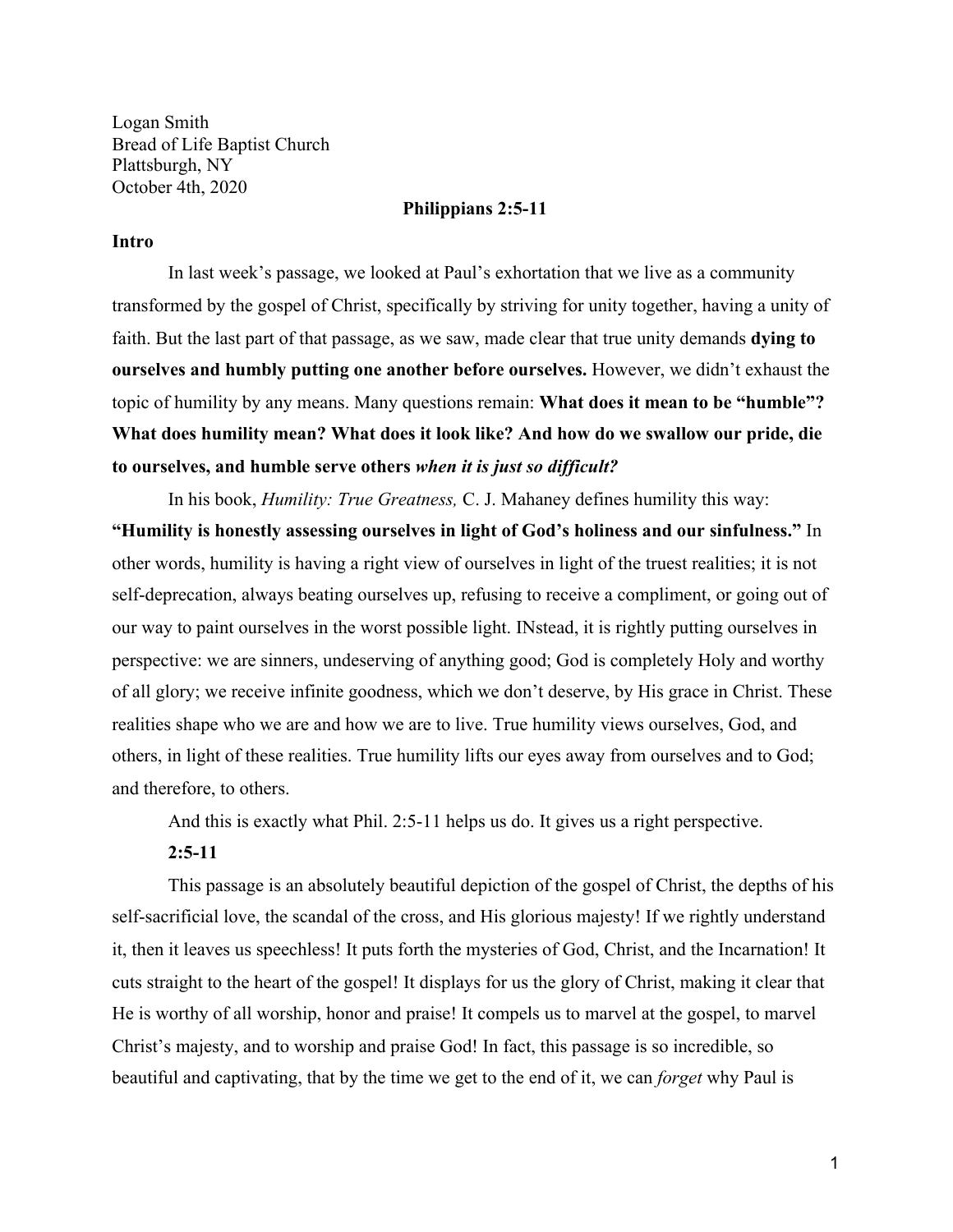Logan Smith  
Bread of Life Baptist Church  
Plattsburgh, NY  
October 4th, 2020

**Philippians 2:5-11**

**Intro**

In last week's passage, we looked at Paul's exhortation that we live as a community transformed by the gospel of Christ, specifically by striving for unity together, having a unity of faith. But the last part of that passage, as we saw, made clear that true unity demands **dying to ourselves and humbly putting one another before ourselves.** However, we didn't exhaust the topic of humility by any means. Many questions remain: **What does it mean to be "humble"? What does humility mean? What does it look like? And how do we swallow our pride, die to ourselves, and humble serve others *when it is just so difficult?***

In his book, *Humility: True Greatness,* C. J. Mahaney defines humility this way: **"Humility is honestly assessing ourselves in light of God's holiness and our sinfulness."** In other words, humility is having a right view of ourselves in light of the truest realities; it is not self-deprecation, always beating ourselves up, refusing to receive a compliment, or going out of our way to paint ourselves in the worst possible light. INstead, it is rightly putting ourselves in perspective: we are sinners, undeserving of anything good; God is completely Holy and worthy of all glory; we receive infinite goodness, which we don't deserve, by His grace in Christ. These realities shape who we are and how we are to live. True humility views ourselves, God, and others, in light of these realities. True humility lifts our eyes away from ourselves and to God; and therefore, to others.

And this is exactly what Phil. 2:5-11 helps us do. It gives us a right perspective.

**2:5-11**

This passage is an absolutely beautiful depiction of the gospel of Christ, the depths of his self-sacrificial love, the scandal of the cross, and His glorious majesty! If we rightly understand it, then it leaves us speechless! It puts forth the mysteries of God, Christ, and the Incarnation! It cuts straight to the heart of the gospel! It displays for us the glory of Christ, making it clear that He is worthy of all worship, honor and praise! It compels us to marvel at the gospel, to marvel Christ's majesty, and to worship and praise God! In fact, this passage is so incredible, so beautiful and captivating, that by the time we get to the end of it, we can *forget* why Paul is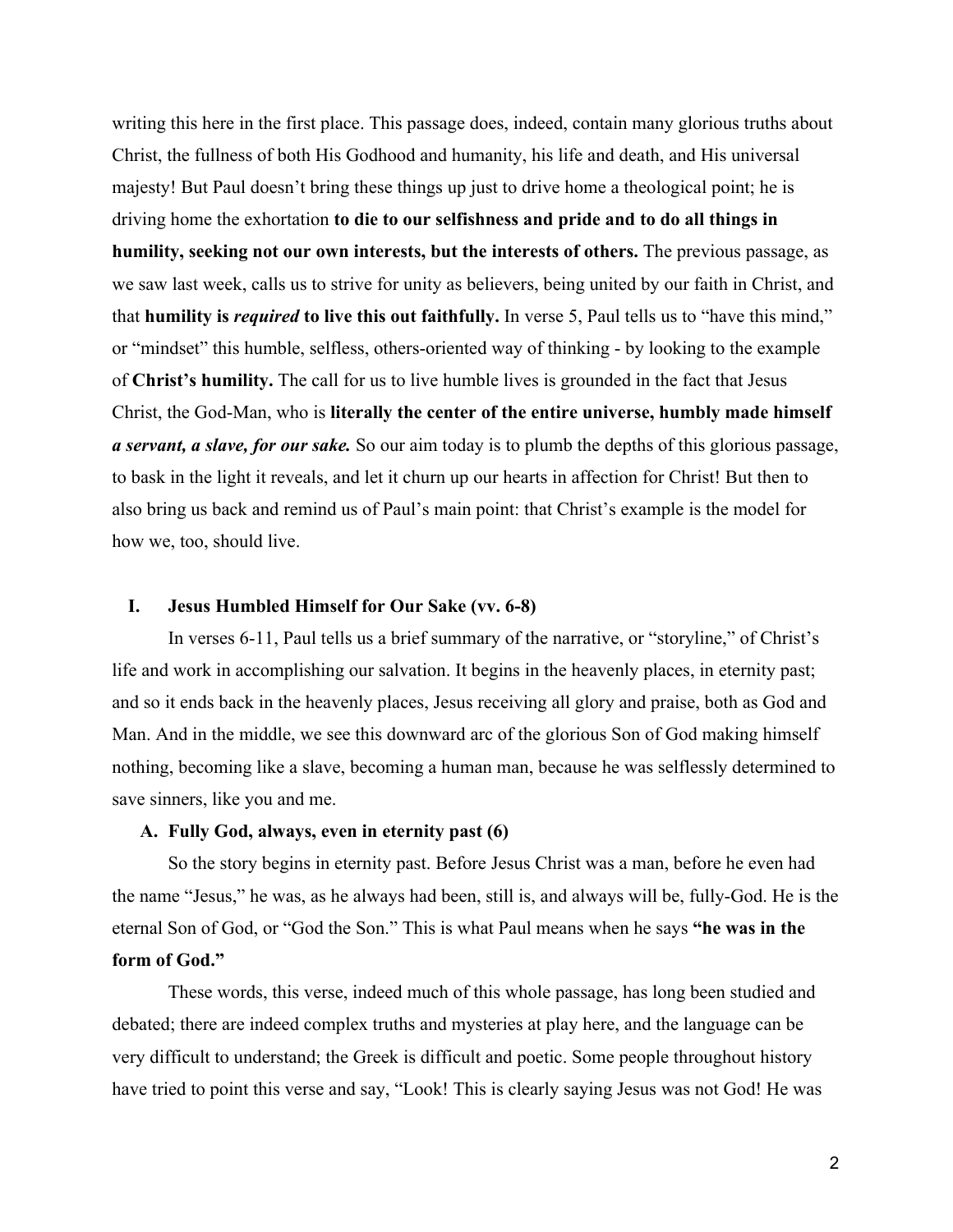writing this here in the first place. This passage does, indeed, contain many glorious truths about Christ, the fullness of both His Godhood and humanity, his life and death, and His universal majesty! But Paul doesn't bring these things up just to drive home a theological point; he is driving home the exhortation **to die to our selfishness and pride and to do all things in humility, seeking not our own interests, but the interests of others.** The previous passage, as we saw last week, calls us to strive for unity as believers, being united by our faith in Christ, and that **humility is *required* to live this out faithfully.** In verse 5, Paul tells us to "have this mind," or "mindset" this humble, selfless, others-oriented way of thinking - by looking to the example of **Christ's humility.** The call for us to live humble lives is grounded in the fact that Jesus Christ, the God-Man, who is **literally the center of the entire universe, humbly made himself *a servant, a slave, for our sake.*** So our aim today is to plumb the depths of this glorious passage, to bask in the light it reveals, and let it churn up our hearts in affection for Christ! But then to also bring us back and remind us of Paul's main point: that Christ's example is the model for how we, too, should live.

## I. Jesus Humbled Himself for Our Sake (vv. 6-8)

In verses 6-11, Paul tells us a brief summary of the narrative, or "storyline," of Christ's life and work in accomplishing our salvation. It begins in the heavenly places, in eternity past; and so it ends back in the heavenly places, Jesus receiving all glory and praise, both as God and Man. And in the middle, we see this downward arc of the glorious Son of God making himself nothing, becoming like a slave, becoming a human man, because he was selflessly determined to save sinners, like you and me.

### A. Fully God, always, even in eternity past (6)

So the story begins in eternity past. Before Jesus Christ was a man, before he even had the name "Jesus," he was, as he always had been, still is, and always will be, fully-God. He is the eternal Son of God, or "God the Son." This is what Paul means when he says **"he was in the form of God."**

These words, this verse, indeed much of this whole passage, has long been studied and debated; there are indeed complex truths and mysteries at play here, and the language can be very difficult to understand; the Greek is difficult and poetic. Some people throughout history have tried to point this verse and say, "Look! This is clearly saying Jesus was not God! He was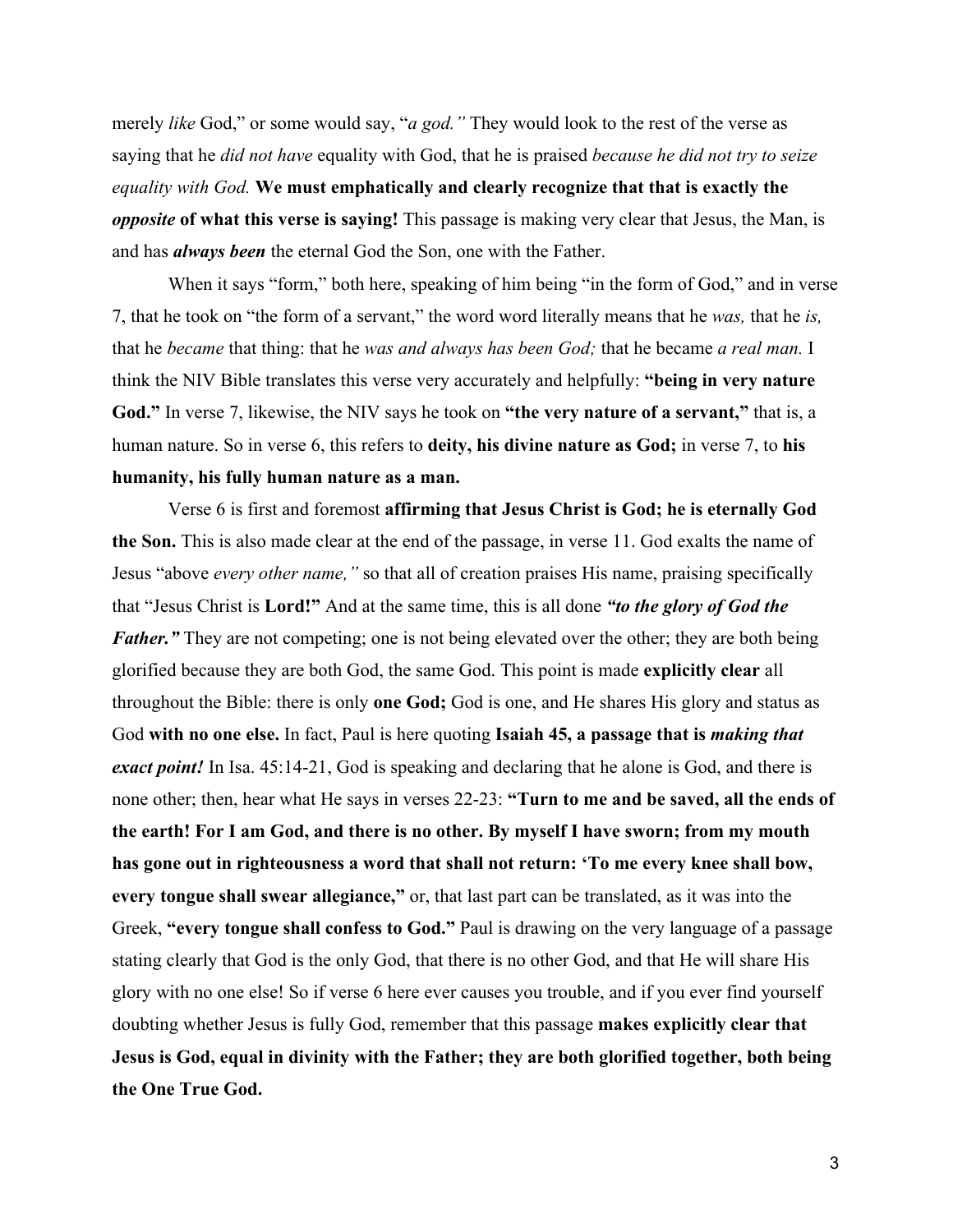merely *like* God," or some would say, "*a god."* They would look to the rest of the verse as saying that he *did not have* equality with God, that he is praised *because he did not try to seize equality with God.* **We must emphatically and clearly recognize that that is exactly the *opposite* of what this verse is saying!** This passage is making very clear that Jesus, the Man, is and has ***always been*** the eternal God the Son, one with the Father.

When it says "form," both here, speaking of him being "in the form of God," and in verse 7, that he took on "the form of a servant," the word word literally means that he *was,* that he *is,* that he *became* that thing: that he *was and always has been God;* that he became *a real man.* I think the NIV Bible translates this verse very accurately and helpfully: **"being in very nature God."** In verse 7, likewise, the NIV says he took on **"the very nature of a servant,"** that is, a human nature. So in verse 6, this refers to **deity, his divine nature as God;** in verse 7, to **his humanity, his fully human nature as a man.**

Verse 6 is first and foremost **affirming that Jesus Christ is God; he is eternally God the Son.** This is also made clear at the end of the passage, in verse 11. God exalts the name of Jesus "above *every other name,"* so that all of creation praises His name, praising specifically that "Jesus Christ is **Lord!"** And at the same time, this is all done ***"to the glory of God the Father."*** They are not competing; one is not being elevated over the other; they are both being glorified because they are both God, the same God. This point is made **explicitly clear** all throughout the Bible: there is only **one God;** God is one, and He shares His glory and status as God **with no one else.** In fact, Paul is here quoting **Isaiah 45, a passage that is *making that exact point!*** In Isa. 45:14-21, God is speaking and declaring that he alone is God, and there is none other; then, hear what He says in verses 22-23: **"Turn to me and be saved, all the ends of the earth! For I am God, and there is no other. By myself I have sworn; from my mouth has gone out in righteousness a word that shall not return: 'To me every knee shall bow, every tongue shall swear allegiance,"** or, that last part can be translated, as it was into the Greek, **"every tongue shall confess to God."** Paul is drawing on the very language of a passage stating clearly that God is the only God, that there is no other God, and that He will share His glory with no one else! So if verse 6 here ever causes you trouble, and if you ever find yourself doubting whether Jesus is fully God, remember that this passage **makes explicitly clear that Jesus is God, equal in divinity with the Father; they are both glorified together, both being the One True God.**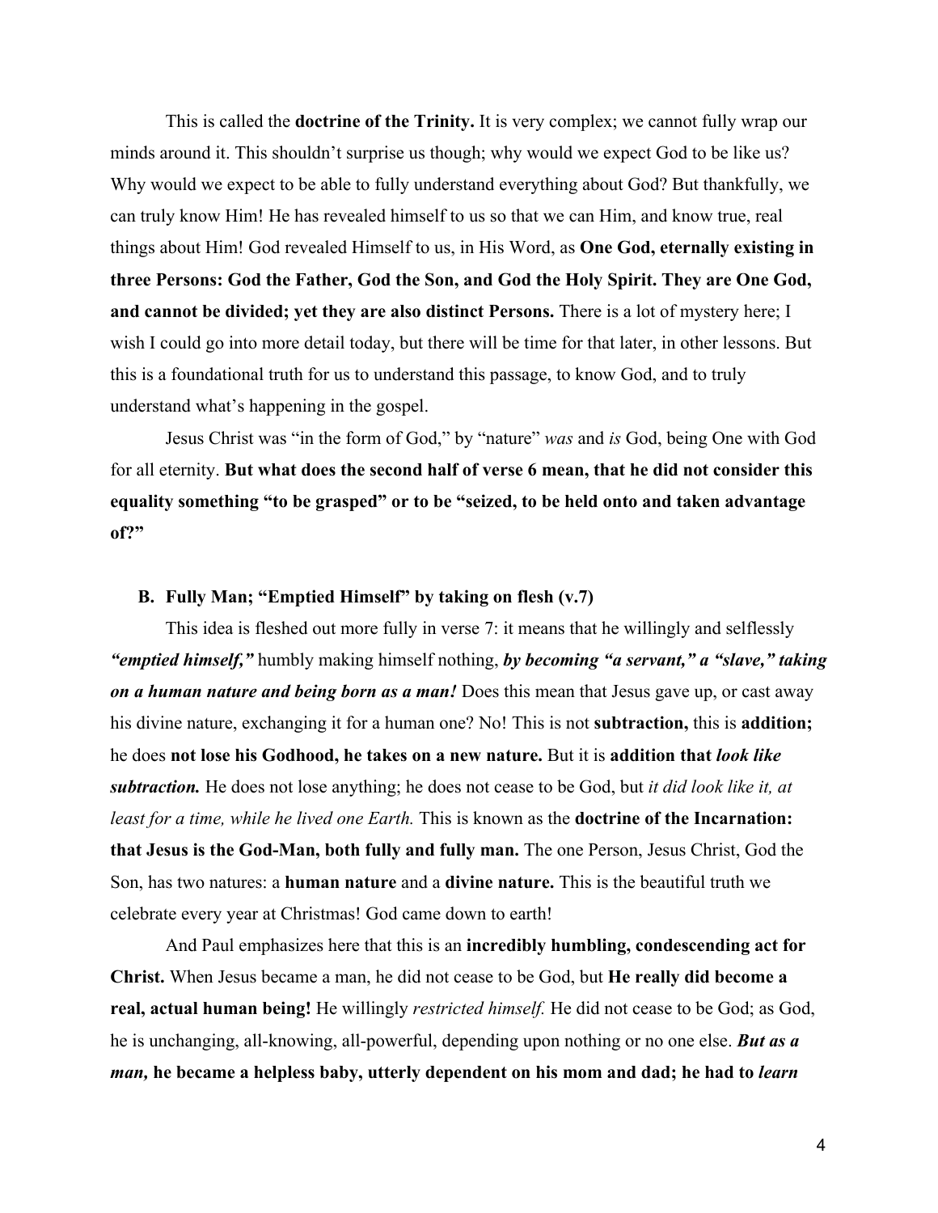This is called the **doctrine of the Trinity.** It is very complex; we cannot fully wrap our minds around it. This shouldn't surprise us though; why would we expect God to be like us? Why would we expect to be able to fully understand everything about God? But thankfully, we can truly know Him! He has revealed himself to us so that we can Him, and know true, real things about Him! God revealed Himself to us, in His Word, as **One God, eternally existing in three Persons: God the Father, God the Son, and God the Holy Spirit. They are One God, and cannot be divided; yet they are also distinct Persons.** There is a lot of mystery here; I wish I could go into more detail today, but there will be time for that later, in other lessons. But this is a foundational truth for us to understand this passage, to know God, and to truly understand what's happening in the gospel.

Jesus Christ was "in the form of God," by "nature" *was* and *is* God, being One with God for all eternity. **But what does the second half of verse 6 mean, that he did not consider this equality something "to be grasped" or to be "seized, to be held onto and taken advantage of?"**

### B. Fully Man; "Emptied Himself" by taking on flesh (v.7)

This idea is fleshed out more fully in verse 7: it means that he willingly and selflessly ***"emptied himself,"*** humbly making himself nothing, ***by becoming "a servant," a "slave," taking on a human nature and being born as a man!*** Does this mean that Jesus gave up, or cast away his divine nature, exchanging it for a human one? No! This is not **subtraction,** this is **addition;** he does **not lose his Godhood, he takes on a new nature.** But it is **addition that *look like subtraction.*** He does not lose anything; he does not cease to be God, but *it did look like it, at least for a time, while he lived one Earth.* This is known as the **doctrine of the Incarnation: that Jesus is the God-Man, both fully and fully man.** The one Person, Jesus Christ, God the Son, has two natures: a **human nature** and a **divine nature.** This is the beautiful truth we celebrate every year at Christmas! God came down to earth!

And Paul emphasizes here that this is an **incredibly humbling, condescending act for Christ.** When Jesus became a man, he did not cease to be God, but **He really did become a real, actual human being!** He willingly *restricted himself.* He did not cease to be God; as God, he is unchanging, all-knowing, all-powerful, depending upon nothing or no one else. ***But as a man,*** **he became a helpless baby, utterly dependent on his mom and dad; he had to *learn***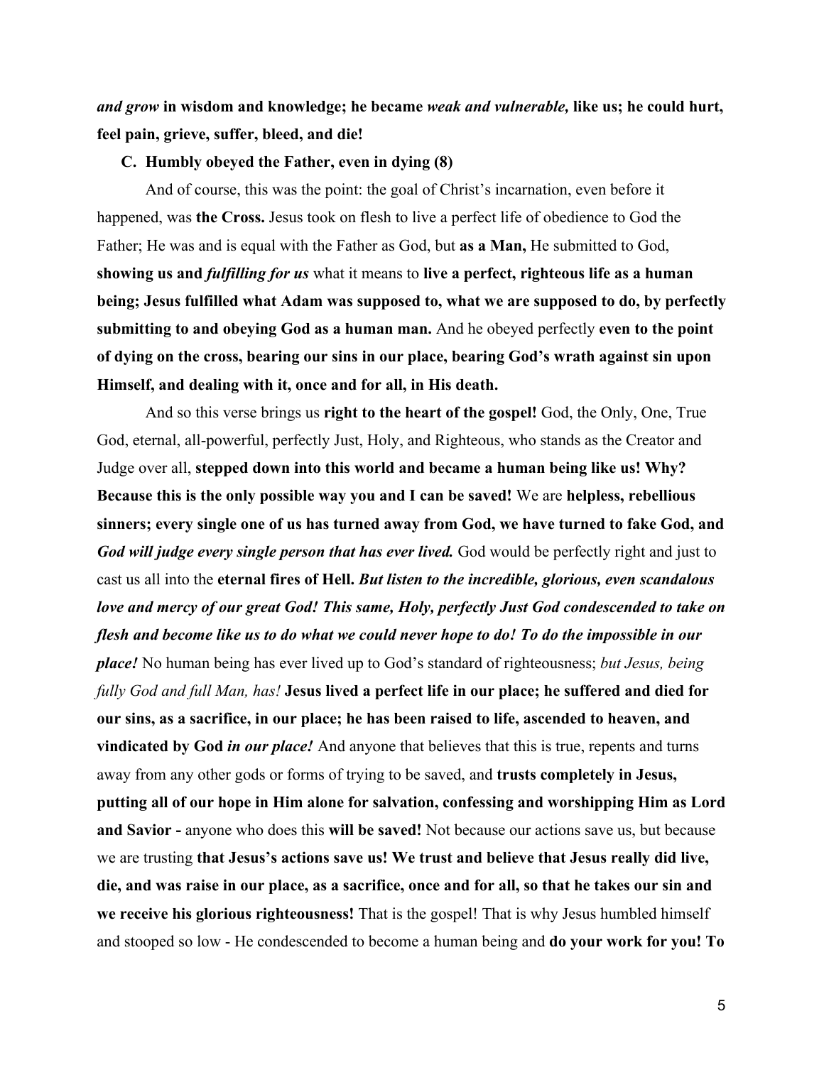***and grow* in wisdom and knowledge; he became *weak and vulnerable,* like us; he could hurt, feel pain, grieve, suffer, bleed, and die!**

**C. Humbly obeyed the Father, even in dying (8)**

And of course, this was the point: the goal of Christ's incarnation, even before it happened, was **the Cross.** Jesus took on flesh to live a perfect life of obedience to God the Father; He was and is equal with the Father as God, but **as a Man,** He submitted to God, **showing us and *fulfilling for us*** what it means to **live a perfect, righteous life as a human being; Jesus fulfilled what Adam was supposed to, what we are supposed to do, by perfectly submitting to and obeying God as a human man.** And he obeyed perfectly **even to the point of dying on the cross, bearing our sins in our place, bearing God's wrath against sin upon Himself, and dealing with it, once and for all, in His death.**

And so this verse brings us **right to the heart of the gospel!** God, the Only, One, True God, eternal, all-powerful, perfectly Just, Holy, and Righteous, who stands as the Creator and Judge over all, **stepped down into this world and became a human being like us! Why? Because this is the only possible way you and I can be saved!** We are **helpless, rebellious sinners; every single one of us has turned away from God, we have turned to fake God, and *God will judge every single person that has ever lived.*** God would be perfectly right and just to cast us all into the **eternal fires of Hell.** ***But listen to the incredible, glorious, even scandalous love and mercy of our great God! This same, Holy, perfectly Just God condescended to take on flesh and become like us to do what we could never hope to do! To do the impossible in our place!*** No human being has ever lived up to God's standard of righteousness; *but Jesus, being fully God and full Man, has!* **Jesus lived a perfect life in our place; he suffered and died for our sins, as a sacrifice, in our place; he has been raised to life, ascended to heaven, and vindicated by God *in our place!*** And anyone that believes that this is true, repents and turns away from any other gods or forms of trying to be saved, and **trusts completely in Jesus, putting all of our hope in Him alone for salvation, confessing and worshipping Him as Lord and Savior -** anyone who does this **will be saved!** Not because our actions save us, but because we are trusting **that Jesus's actions save us! We trust and believe that Jesus really did live, die, and was raise in our place, as a sacrifice, once and for all, so that he takes our sin and we receive his glorious righteousness!** That is the gospel! That is why Jesus humbled himself and stooped so low - He condescended to become a human being and **do your work for you! To**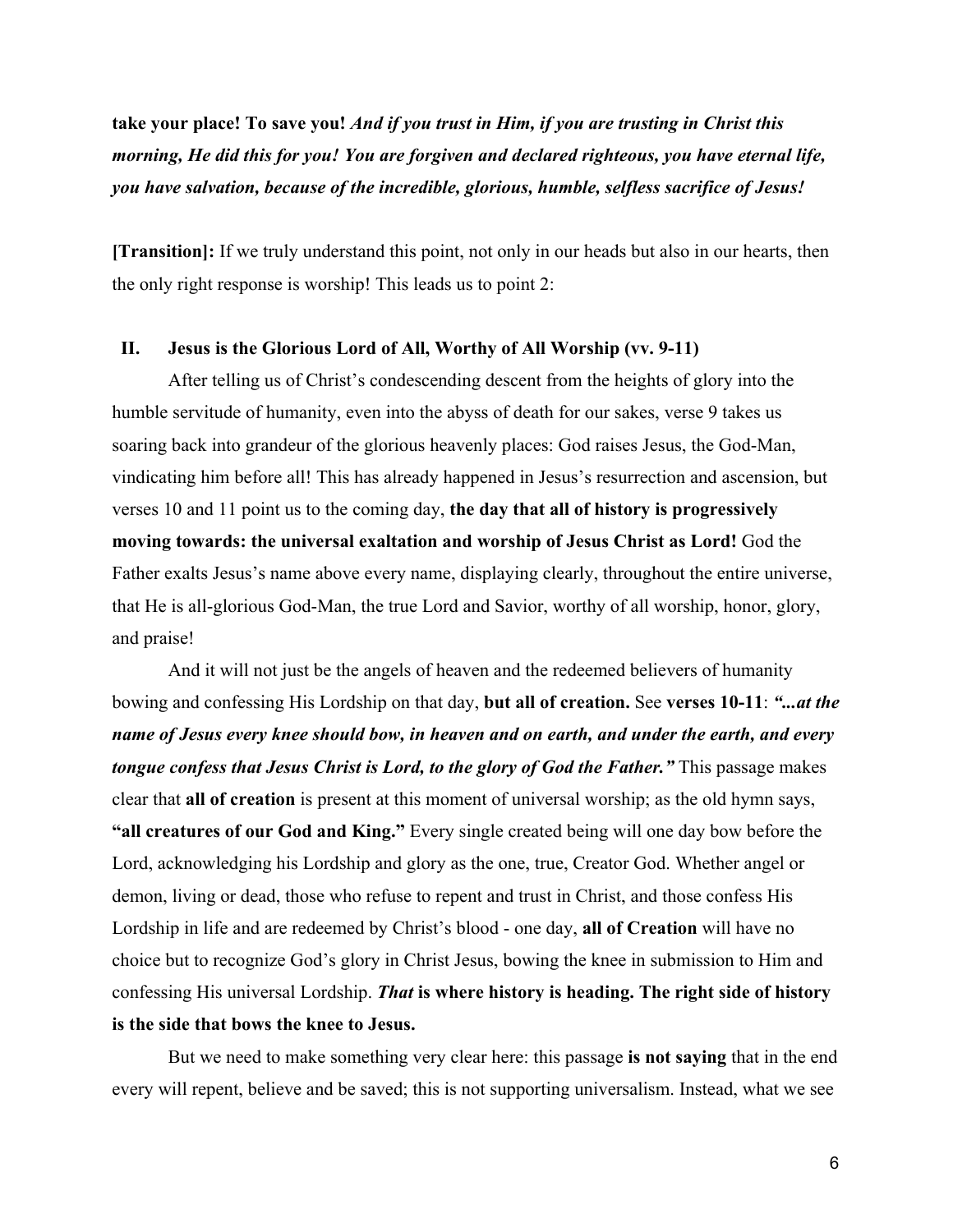**take your place! To save you!** ***And if you trust in Him, if you are trusting in Christ this morning, He did this for you! You are forgiven and declared righteous, you have eternal life, you have salvation, because of the incredible, glorious, humble, selfless sacrifice of Jesus!***

**[Transition]:** If we truly understand this point, not only in our heads but also in our hearts, then the only right response is worship! This leads us to point 2:

## II. Jesus is the Glorious Lord of All, Worthy of All Worship (vv. 9-11)

After telling us of Christ's condescending descent from the heights of glory into the humble servitude of humanity, even into the abyss of death for our sakes, verse 9 takes us soaring back into grandeur of the glorious heavenly places: God raises Jesus, the God-Man, vindicating him before all! This has already happened in Jesus's resurrection and ascension, but verses 10 and 11 point us to the coming day, **the day that all of history is progressively moving towards: the universal exaltation and worship of Jesus Christ as Lord!** God the Father exalts Jesus's name above every name, displaying clearly, throughout the entire universe, that He is all-glorious God-Man, the true Lord and Savior, worthy of all worship, honor, glory, and praise!

And it will not just be the angels of heaven and the redeemed believers of humanity bowing and confessing His Lordship on that day, **but all of creation.** See **verses 10-11**: ***"...at the name of Jesus every knee should bow, in heaven and on earth, and under the earth, and every tongue confess that Jesus Christ is Lord, to the glory of God the Father."*** This passage makes clear that **all of creation** is present at this moment of universal worship; as the old hymn says, **"all creatures of our God and King."** Every single created being will one day bow before the Lord, acknowledging his Lordship and glory as the one, true, Creator God. Whether angel or demon, living or dead, those who refuse to repent and trust in Christ, and those confess His Lordship in life and are redeemed by Christ's blood - one day, **all of Creation** will have no choice but to recognize God's glory in Christ Jesus, bowing the knee in submission to Him and confessing His universal Lordship. ***That*** **is where history is heading. The right side of history is the side that bows the knee to Jesus.**

But we need to make something very clear here: this passage **is not saying** that in the end every will repent, believe and be saved; this is not supporting universalism. Instead, what we see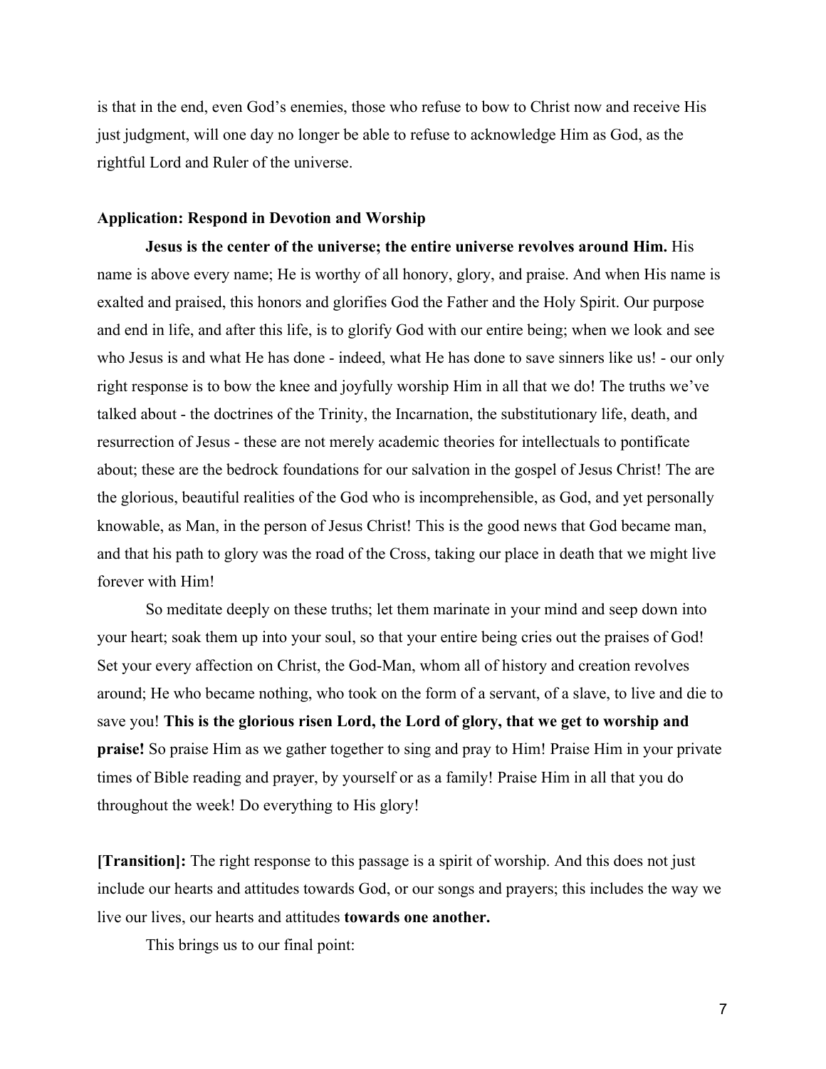is that in the end, even God's enemies, those who refuse to bow to Christ now and receive His just judgment, will one day no longer be able to refuse to acknowledge Him as God, as the rightful Lord and Ruler of the universe.

**Application: Respond in Devotion and Worship**

**Jesus is the center of the universe; the entire universe revolves around Him.** His name is above every name; He is worthy of all honory, glory, and praise. And when His name is exalted and praised, this honors and glorifies God the Father and the Holy Spirit. Our purpose and end in life, and after this life, is to glorify God with our entire being; when we look and see who Jesus is and what He has done - indeed, what He has done to save sinners like us! - our only right response is to bow the knee and joyfully worship Him in all that we do! The truths we've talked about - the doctrines of the Trinity, the Incarnation, the substitutionary life, death, and resurrection of Jesus - these are not merely academic theories for intellectuals to pontificate about; these are the bedrock foundations for our salvation in the gospel of Jesus Christ! The are the glorious, beautiful realities of the God who is incomprehensible, as God, and yet personally knowable, as Man, in the person of Jesus Christ! This is the good news that God became man, and that his path to glory was the road of the Cross, taking our place in death that we might live forever with Him!

So meditate deeply on these truths; let them marinate in your mind and seep down into your heart; soak them up into your soul, so that your entire being cries out the praises of God! Set your every affection on Christ, the God-Man, whom all of history and creation revolves around; He who became nothing, who took on the form of a servant, of a slave, to live and die to save you! **This is the glorious risen Lord, the Lord of glory, that we get to worship and praise!** So praise Him as we gather together to sing and pray to Him! Praise Him in your private times of Bible reading and prayer, by yourself or as a family! Praise Him in all that you do throughout the week! Do everything to His glory!

**[Transition]:** The right response to this passage is a spirit of worship. And this does not just include our hearts and attitudes towards God, or our songs and prayers; this includes the way we live our lives, our hearts and attitudes **towards one another.**

This brings us to our final point: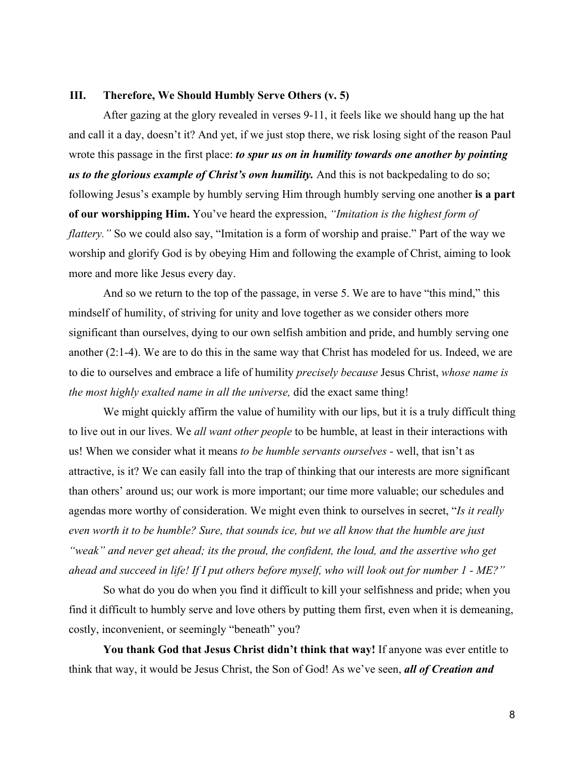## III. Therefore, We Should Humbly Serve Others (v. 5)

After gazing at the glory revealed in verses 9-11, it feels like we should hang up the hat and call it a day, doesn't it? And yet, if we just stop there, we risk losing sight of the reason Paul wrote this passage in the first place: ***to spur us on in humility towards one another by pointing us to the glorious example of Christ's own humility.*** And this is not backpedaling to do so; following Jesus's example by humbly serving Him through humbly serving one another **is a part of our worshipping Him.** You've heard the expression, *"Imitation is the highest form of flattery."* So we could also say, "Imitation is a form of worship and praise." Part of the way we worship and glorify God is by obeying Him and following the example of Christ, aiming to look more and more like Jesus every day.

And so we return to the top of the passage, in verse 5. We are to have "this mind," this mindself of humility, of striving for unity and love together as we consider others more significant than ourselves, dying to our own selfish ambition and pride, and humbly serving one another (2:1-4). We are to do this in the same way that Christ has modeled for us. Indeed, we are to die to ourselves and embrace a life of humility *precisely because* Jesus Christ, *whose name is the most highly exalted name in all the universe,* did the exact same thing!

We might quickly affirm the value of humility with our lips, but it is a truly difficult thing to live out in our lives. We *all want other people* to be humble, at least in their interactions with us! When we consider what it means *to be humble servants ourselves* - well, that isn't as attractive, is it? We can easily fall into the trap of thinking that our interests are more significant than others' around us; our work is more important; our time more valuable; our schedules and agendas more worthy of consideration. We might even think to ourselves in secret, "*Is it really even worth it to be humble? Sure, that sounds ice, but we all know that the humble are just "weak" and never get ahead; its the proud, the confident, the loud, and the assertive who get ahead and succeed in life! If I put others before myself, who will look out for number 1 - ME?"*

So what do you do when you find it difficult to kill your selfishness and pride; when you find it difficult to humbly serve and love others by putting them first, even when it is demeaning, costly, inconvenient, or seemingly "beneath" you?

**You thank God that Jesus Christ didn't think that way!** If anyone was ever entitle to think that way, it would be Jesus Christ, the Son of God! As we've seen, ***all of Creation and***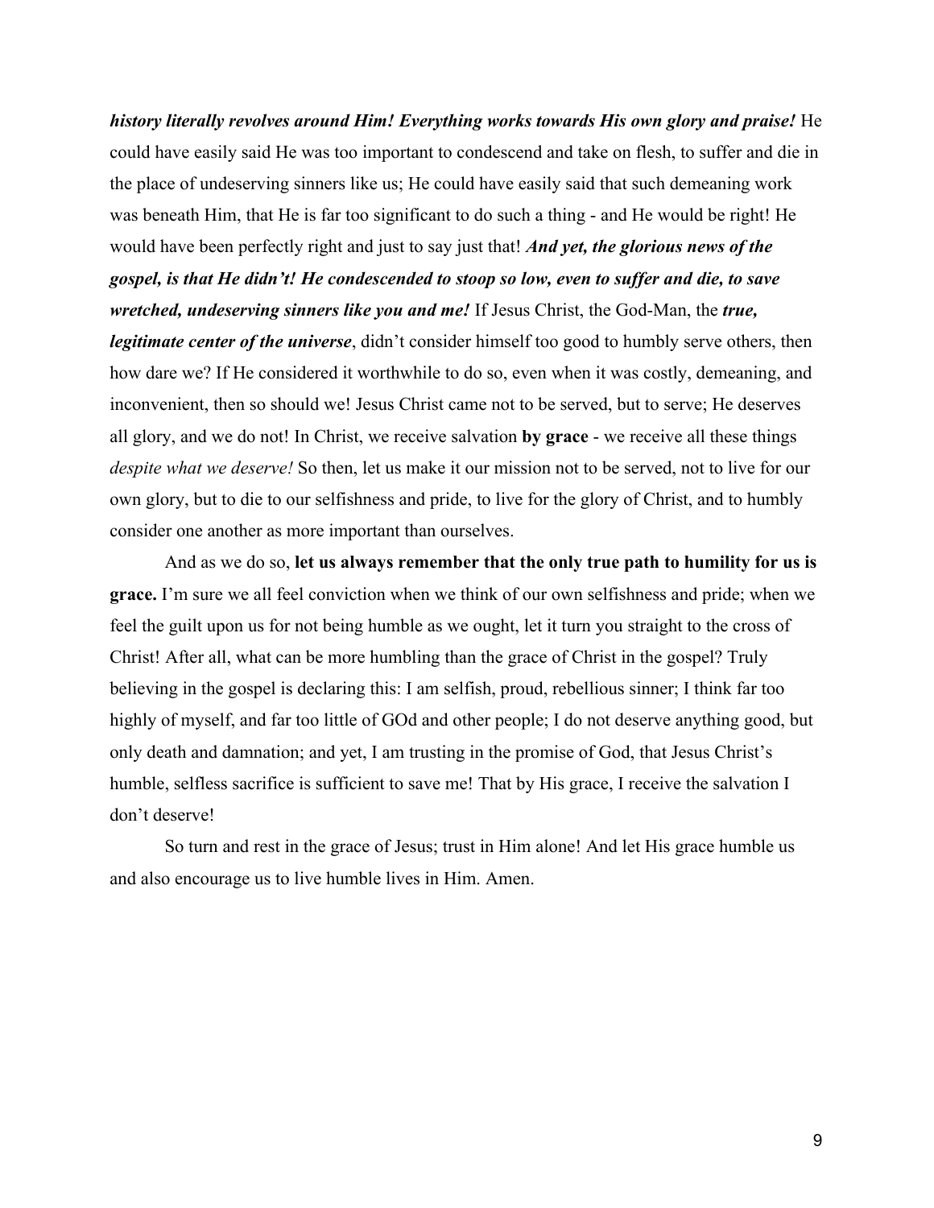***history literally revolves around Him! Everything works towards His own glory and praise!*** He could have easily said He was too important to condescend and take on flesh, to suffer and die in the place of undeserving sinners like us; He could have easily said that such demeaning work was beneath Him, that He is far too significant to do such a thing - and He would be right! He would have been perfectly right and just to say just that! ***And yet, the glorious news of the gospel, is that He didn't! He condescended to stoop so low, even to suffer and die, to save wretched, undeserving sinners like you and me!*** If Jesus Christ, the God-Man, the ***true, legitimate center of the universe***, didn't consider himself too good to humbly serve others, then how dare we? If He considered it worthwhile to do so, even when it was costly, demeaning, and inconvenient, then so should we! Jesus Christ came not to be served, but to serve; He deserves all glory, and we do not! In Christ, we receive salvation **by grace** - we receive all these things *despite what we deserve!* So then, let us make it our mission not to be served, not to live for our own glory, but to die to our selfishness and pride, to live for the glory of Christ, and to humbly consider one another as more important than ourselves.

And as we do so, **let us always remember that the only true path to humility for us is grace.** I'm sure we all feel conviction when we think of our own selfishness and pride; when we feel the guilt upon us for not being humble as we ought, let it turn you straight to the cross of Christ! After all, what can be more humbling than the grace of Christ in the gospel? Truly believing in the gospel is declaring this: I am selfish, proud, rebellious sinner; I think far too highly of myself, and far too little of GOd and other people; I do not deserve anything good, but only death and damnation; and yet, I am trusting in the promise of God, that Jesus Christ's humble, selfless sacrifice is sufficient to save me! That by His grace, I receive the salvation I don't deserve!

So turn and rest in the grace of Jesus; trust in Him alone! And let His grace humble us and also encourage us to live humble lives in Him. Amen.